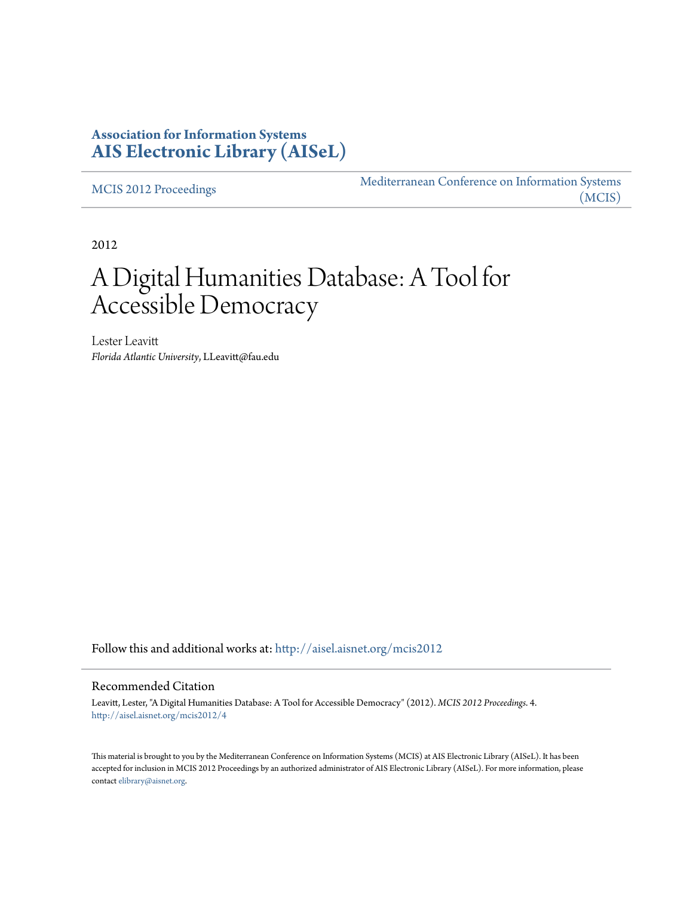**Association for Information Systems**
**AIS Electronic Library (AISeL)**

MCIS 2012 Proceedings

Mediterranean Conference on Information Systems (MCIS)

2012

# A Digital Humanities Database: A Tool for Accessible Democracy

Lester Leavitt
*Florida Atlantic University*, LLeavitt@fau.edu

Follow this and additional works at: http://aisel.aisnet.org/mcis2012

## Recommended Citation

Leavitt, Lester, "A Digital Humanities Database: A Tool for Accessible Democracy" (2012). *MCIS 2012 Proceedings*. 4.
http://aisel.aisnet.org/mcis2012/4

This material is brought to you by the Mediterranean Conference on Information Systems (MCIS) at AIS Electronic Library (AISeL). It has been accepted for inclusion in MCIS 2012 Proceedings by an authorized administrator of AIS Electronic Library (AISeL). For more information, please contact elibrary@aisnet.org.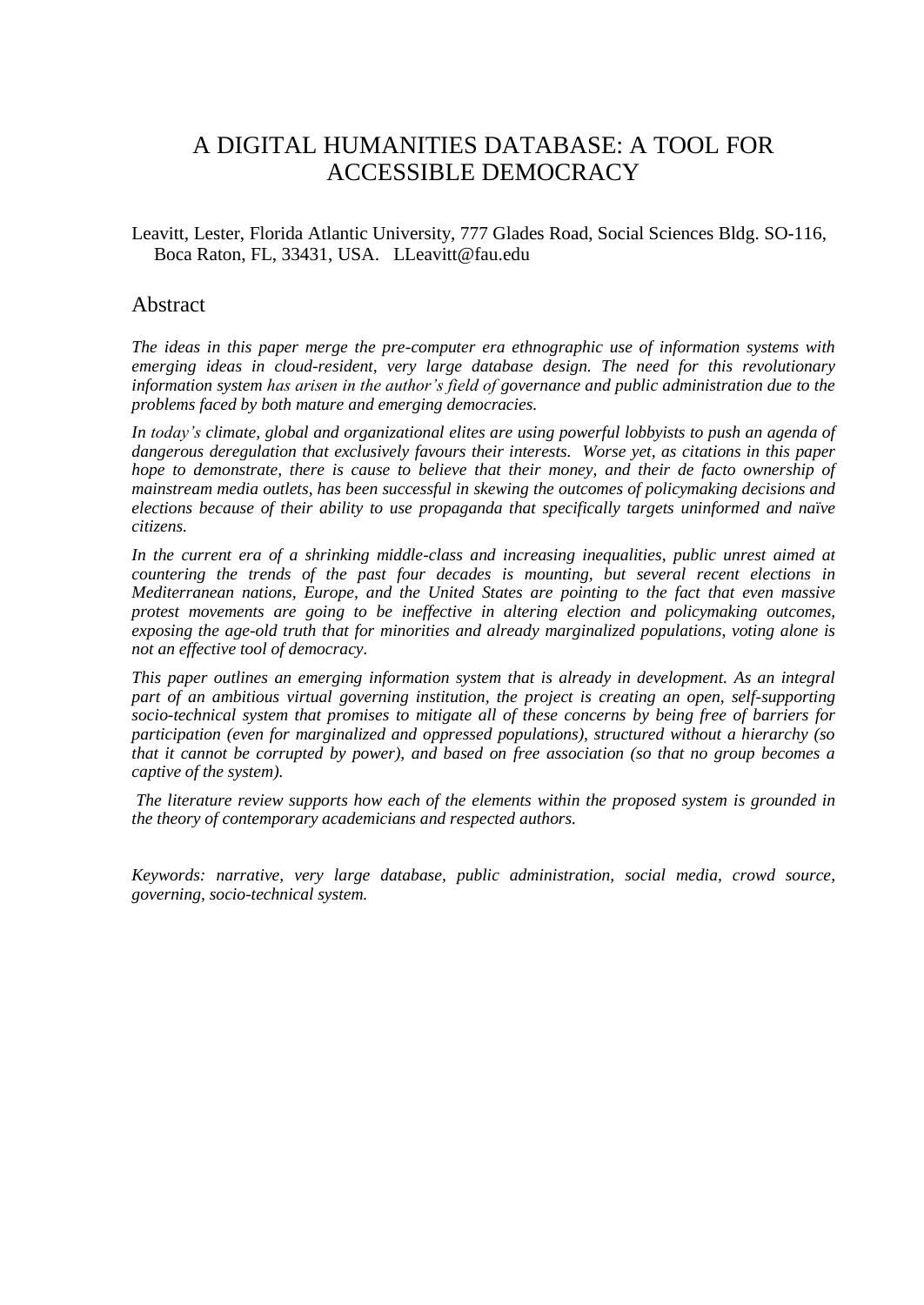# A DIGITAL HUMANITIES DATABASE: A TOOL FOR ACCESSIBLE DEMOCRACY

Leavitt, Lester, Florida Atlantic University, 777 Glades Road, Social Sciences Bldg. SO-116, Boca Raton, FL, 33431, USA. LLeavitt@fau.edu

## Abstract

*The ideas in this paper merge the pre-computer era ethnographic use of information systems with emerging ideas in cloud-resident, very large database design. The need for this revolutionary information system has arisen in the author's field of governance and public administration due to the problems faced by both mature and emerging democracies.*

*In today's climate, global and organizational elites are using powerful lobbyists to push an agenda of dangerous deregulation that exclusively favours their interests. Worse yet, as citations in this paper hope to demonstrate, there is cause to believe that their money, and their de facto ownership of mainstream media outlets, has been successful in skewing the outcomes of policymaking decisions and elections because of their ability to use propaganda that specifically targets uninformed and naïve citizens.*

*In the current era of a shrinking middle-class and increasing inequalities, public unrest aimed at countering the trends of the past four decades is mounting, but several recent elections in Mediterranean nations, Europe, and the United States are pointing to the fact that even massive protest movements are going to be ineffective in altering election and policymaking outcomes, exposing the age-old truth that for minorities and already marginalized populations, voting alone is not an effective tool of democracy.*

*This paper outlines an emerging information system that is already in development. As an integral part of an ambitious virtual governing institution, the project is creating an open, self-supporting socio-technical system that promises to mitigate all of these concerns by being free of barriers for participation (even for marginalized and oppressed populations), structured without a hierarchy (so that it cannot be corrupted by power), and based on free association (so that no group becomes a captive of the system).*

*The literature review supports how each of the elements within the proposed system is grounded in the theory of contemporary academicians and respected authors.*

*Keywords: narrative, very large database, public administration, social media, crowd source, governing, socio-technical system.*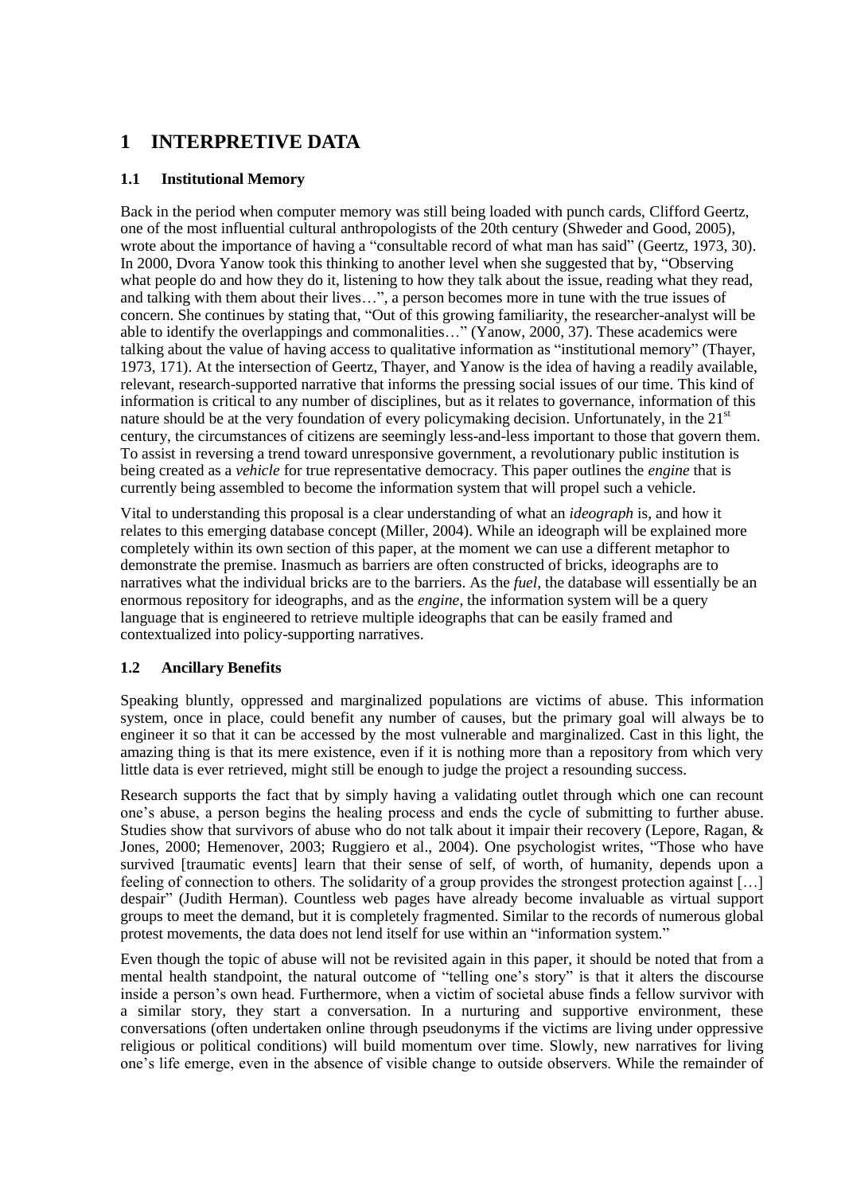# 1 INTERPRETIVE DATA

## 1.1 Institutional Memory

Back in the period when computer memory was still being loaded with punch cards, Clifford Geertz, one of the most influential cultural anthropologists of the 20th century (Shweder and Good, 2005), wrote about the importance of having a "consultable record of what man has said" (Geertz, 1973, 30). In 2000, Dvora Yanow took this thinking to another level when she suggested that by, "Observing what people do and how they do it, listening to how they talk about the issue, reading what they read, and talking with them about their lives…", a person becomes more in tune with the true issues of concern. She continues by stating that, "Out of this growing familiarity, the researcher-analyst will be able to identify the overlappings and commonalities…" (Yanow, 2000, 37). These academics were talking about the value of having access to qualitative information as "institutional memory" (Thayer, 1973, 171). At the intersection of Geertz, Thayer, and Yanow is the idea of having a readily available, relevant, research-supported narrative that informs the pressing social issues of our time. This kind of information is critical to any number of disciplines, but as it relates to governance, information of this nature should be at the very foundation of every policymaking decision. Unfortunately, in the 21st century, the circumstances of citizens are seemingly less-and-less important to those that govern them. To assist in reversing a trend toward unresponsive government, a revolutionary public institution is being created as a *vehicle* for true representative democracy. This paper outlines the *engine* that is currently being assembled to become the information system that will propel such a vehicle.

Vital to understanding this proposal is a clear understanding of what an *ideograph* is, and how it relates to this emerging database concept (Miller, 2004). While an ideograph will be explained more completely within its own section of this paper, at the moment we can use a different metaphor to demonstrate the premise. Inasmuch as barriers are often constructed of bricks, ideographs are to narratives what the individual bricks are to the barriers. As the *fuel*, the database will essentially be an enormous repository for ideographs, and as the *engine*, the information system will be a query language that is engineered to retrieve multiple ideographs that can be easily framed and contextualized into policy-supporting narratives.

## 1.2 Ancillary Benefits

Speaking bluntly, oppressed and marginalized populations are victims of abuse. This information system, once in place, could benefit any number of causes, but the primary goal will always be to engineer it so that it can be accessed by the most vulnerable and marginalized. Cast in this light, the amazing thing is that its mere existence, even if it is nothing more than a repository from which very little data is ever retrieved, might still be enough to judge the project a resounding success.

Research supports the fact that by simply having a validating outlet through which one can recount one's abuse, a person begins the healing process and ends the cycle of submitting to further abuse. Studies show that survivors of abuse who do not talk about it impair their recovery (Lepore, Ragan, & Jones, 2000; Hemenover, 2003; Ruggiero et al., 2004). One psychologist writes, "Those who have survived [traumatic events] learn that their sense of self, of worth, of humanity, depends upon a feeling of connection to others. The solidarity of a group provides the strongest protection against […] despair" (Judith Herman). Countless web pages have already become invaluable as virtual support groups to meet the demand, but it is completely fragmented. Similar to the records of numerous global protest movements, the data does not lend itself for use within an "information system."

Even though the topic of abuse will not be revisited again in this paper, it should be noted that from a mental health standpoint, the natural outcome of "telling one's story" is that it alters the discourse inside a person's own head. Furthermore, when a victim of societal abuse finds a fellow survivor with a similar story, they start a conversation. In a nurturing and supportive environment, these conversations (often undertaken online through pseudonyms if the victims are living under oppressive religious or political conditions) will build momentum over time. Slowly, new narratives for living one's life emerge, even in the absence of visible change to outside observers. While the remainder of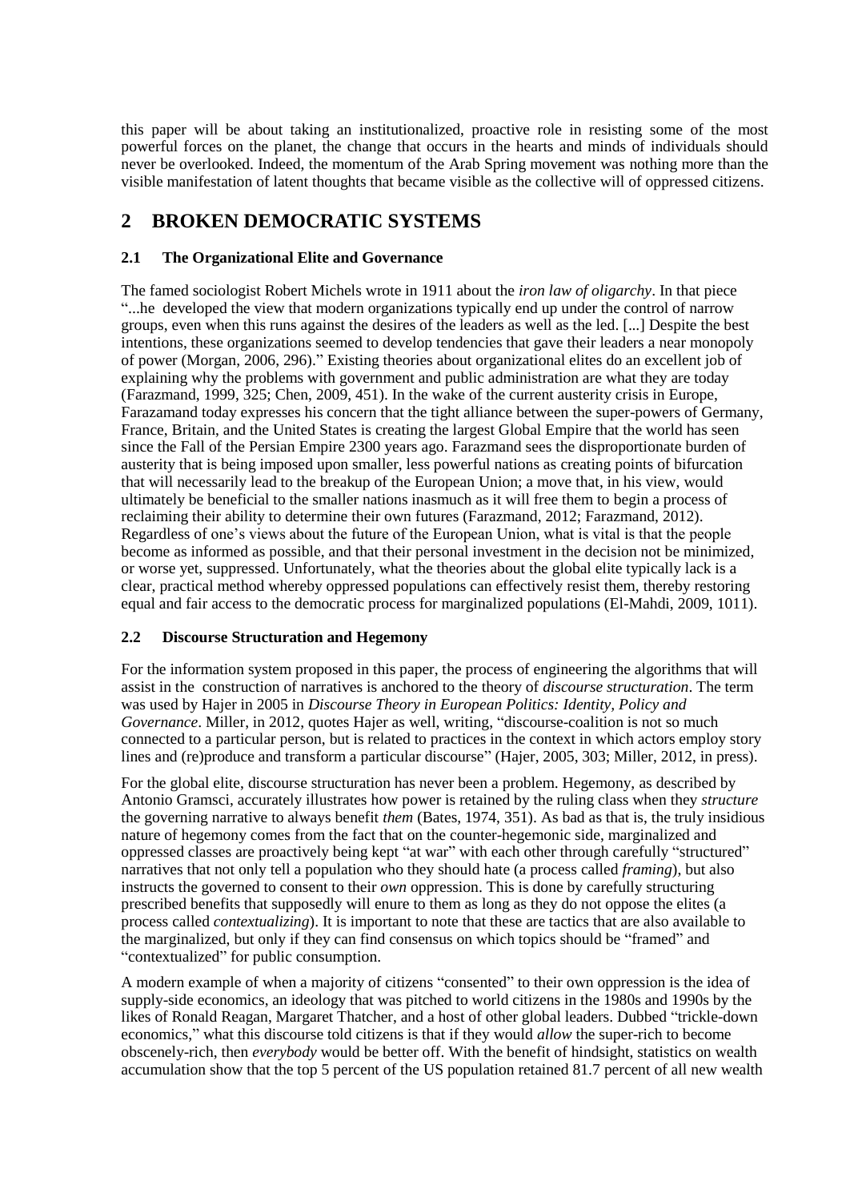this paper will be about taking an institutionalized, proactive role in resisting some of the most powerful forces on the planet, the change that occurs in the hearts and minds of individuals should never be overlooked. Indeed, the momentum of the Arab Spring movement was nothing more than the visible manifestation of latent thoughts that became visible as the collective will of oppressed citizens.

## 2 BROKEN DEMOCRATIC SYSTEMS

### 2.1 The Organizational Elite and Governance

The famed sociologist Robert Michels wrote in 1911 about the *iron law of oligarchy*. In that piece "...he developed the view that modern organizations typically end up under the control of narrow groups, even when this runs against the desires of the leaders as well as the led. [...] Despite the best intentions, these organizations seemed to develop tendencies that gave their leaders a near monopoly of power (Morgan, 2006, 296)." Existing theories about organizational elites do an excellent job of explaining why the problems with government and public administration are what they are today (Farazmand, 1999, 325; Chen, 2009, 451). In the wake of the current austerity crisis in Europe, Farazamand today expresses his concern that the tight alliance between the super-powers of Germany, France, Britain, and the United States is creating the largest Global Empire that the world has seen since the Fall of the Persian Empire 2300 years ago. Farazmand sees the disproportionate burden of austerity that is being imposed upon smaller, less powerful nations as creating points of bifurcation that will necessarily lead to the breakup of the European Union; a move that, in his view, would ultimately be beneficial to the smaller nations inasmuch as it will free them to begin a process of reclaiming their ability to determine their own futures (Farazmand, 2012; Farazmand, 2012). Regardless of one's views about the future of the European Union, what is vital is that the people become as informed as possible, and that their personal investment in the decision not be minimized, or worse yet, suppressed. Unfortunately, what the theories about the global elite typically lack is a clear, practical method whereby oppressed populations can effectively resist them, thereby restoring equal and fair access to the democratic process for marginalized populations (El-Mahdi, 2009, 1011).

### 2.2 Discourse Structuration and Hegemony

For the information system proposed in this paper, the process of engineering the algorithms that will assist in the construction of narratives is anchored to the theory of *discourse structuration*. The term was used by Hajer in 2005 in *Discourse Theory in European Politics: Identity, Policy and Governance*. Miller, in 2012, quotes Hajer as well, writing, "discourse-coalition is not so much connected to a particular person, but is related to practices in the context in which actors employ story lines and (re)produce and transform a particular discourse" (Hajer, 2005, 303; Miller, 2012, in press).

For the global elite, discourse structuration has never been a problem. Hegemony, as described by Antonio Gramsci, accurately illustrates how power is retained by the ruling class when they *structure* the governing narrative to always benefit *them* (Bates, 1974, 351). As bad as that is, the truly insidious nature of hegemony comes from the fact that on the counter-hegemonic side, marginalized and oppressed classes are proactively being kept "at war" with each other through carefully "structured" narratives that not only tell a population who they should hate (a process called *framing*), but also instructs the governed to consent to their *own* oppression. This is done by carefully structuring prescribed benefits that supposedly will enure to them as long as they do not oppose the elites (a process called *contextualizing*). It is important to note that these are tactics that are also available to the marginalized, but only if they can find consensus on which topics should be "framed" and "contextualized" for public consumption.

A modern example of when a majority of citizens "consented" to their own oppression is the idea of supply-side economics, an ideology that was pitched to world citizens in the 1980s and 1990s by the likes of Ronald Reagan, Margaret Thatcher, and a host of other global leaders. Dubbed "trickle-down economics," what this discourse told citizens is that if they would *allow* the super-rich to become obscenely-rich, then *everybody* would be better off. With the benefit of hindsight, statistics on wealth accumulation show that the top 5 percent of the US population retained 81.7 percent of all new wealth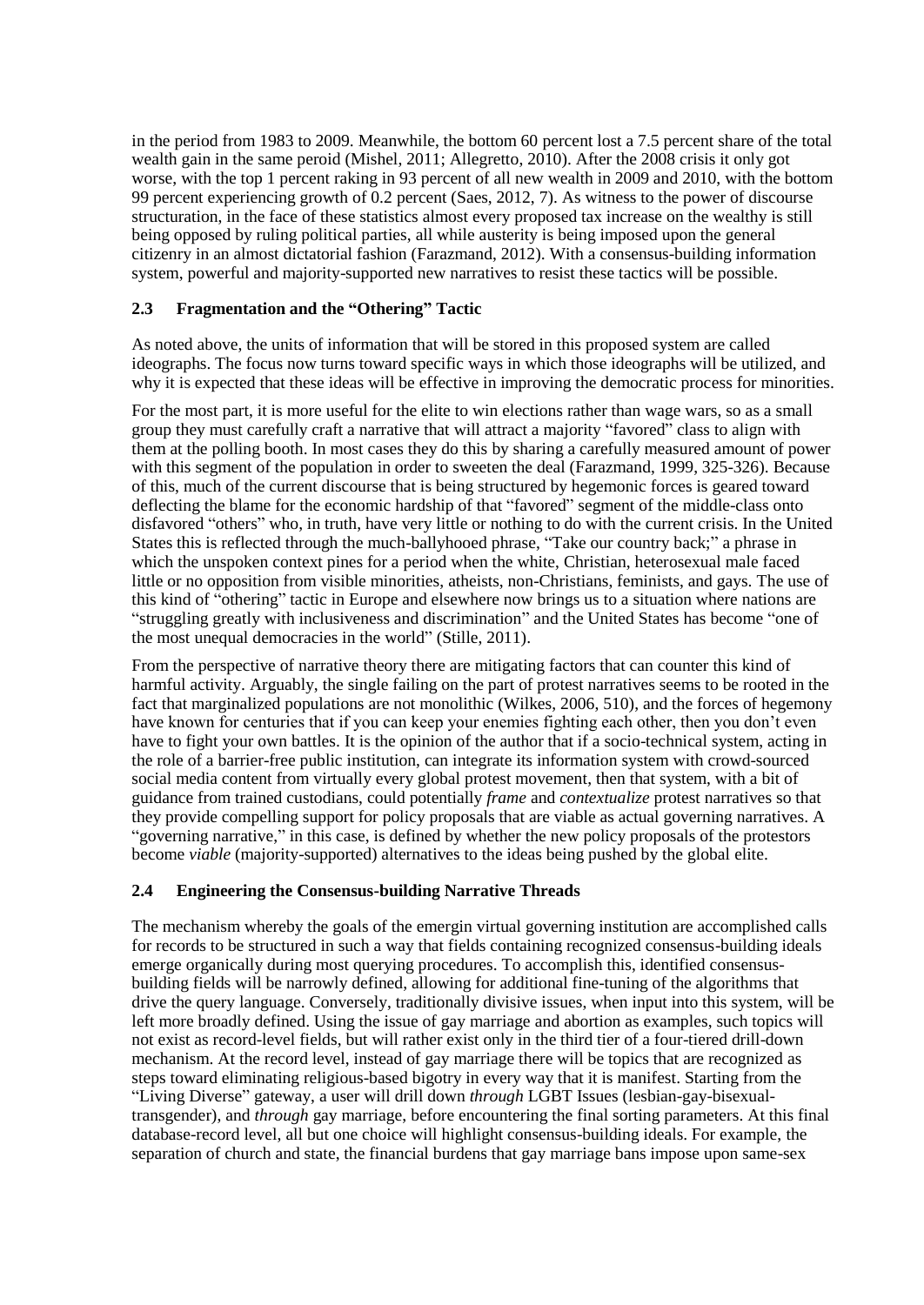in the period from 1983 to 2009. Meanwhile, the bottom 60 percent lost a 7.5 percent share of the total wealth gain in the same peroid (Mishel, 2011; Allegretto, 2010). After the 2008 crisis it only got worse, with the top 1 percent raking in 93 percent of all new wealth in 2009 and 2010, with the bottom 99 percent experiencing growth of 0.2 percent (Saes, 2012, 7). As witness to the power of discourse structuration, in the face of these statistics almost every proposed tax increase on the wealthy is still being opposed by ruling political parties, all while austerity is being imposed upon the general citizenry in an almost dictatorial fashion (Farazmand, 2012). With a consensus-building information system, powerful and majority-supported new narratives to resist these tactics will be possible.

### 2.3 Fragmentation and the "Othering" Tactic

As noted above, the units of information that will be stored in this proposed system are called ideographs. The focus now turns toward specific ways in which those ideographs will be utilized, and why it is expected that these ideas will be effective in improving the democratic process for minorities.

For the most part, it is more useful for the elite to win elections rather than wage wars, so as a small group they must carefully craft a narrative that will attract a majority "favored" class to align with them at the polling booth. In most cases they do this by sharing a carefully measured amount of power with this segment of the population in order to sweeten the deal (Farazmand, 1999, 325-326). Because of this, much of the current discourse that is being structured by hegemonic forces is geared toward deflecting the blame for the economic hardship of that "favored" segment of the middle-class onto disfavored "others" who, in truth, have very little or nothing to do with the current crisis. In the United States this is reflected through the much-ballyhooed phrase, "Take our country back;" a phrase in which the unspoken context pines for a period when the white, Christian, heterosexual male faced little or no opposition from visible minorities, atheists, non-Christians, feminists, and gays. The use of this kind of "othering" tactic in Europe and elsewhere now brings us to a situation where nations are "struggling greatly with inclusiveness and discrimination" and the United States has become "one of the most unequal democracies in the world" (Stille, 2011).

From the perspective of narrative theory there are mitigating factors that can counter this kind of harmful activity. Arguably, the single failing on the part of protest narratives seems to be rooted in the fact that marginalized populations are not monolithic (Wilkes, 2006, 510), and the forces of hegemony have known for centuries that if you can keep your enemies fighting each other, then you don't even have to fight your own battles. It is the opinion of the author that if a socio-technical system, acting in the role of a barrier-free public institution, can integrate its information system with crowd-sourced social media content from virtually every global protest movement, then that system, with a bit of guidance from trained custodians, could potentially *frame* and *contextualize* protest narratives so that they provide compelling support for policy proposals that are viable as actual governing narratives. A "governing narrative," in this case, is defined by whether the new policy proposals of the protestors become *viable* (majority-supported) alternatives to the ideas being pushed by the global elite.

### 2.4 Engineering the Consensus-building Narrative Threads

The mechanism whereby the goals of the emergin virtual governing institution are accomplished calls for records to be structured in such a way that fields containing recognized consensus-building ideals emerge organically during most querying procedures. To accomplish this, identified consensus-building fields will be narrowly defined, allowing for additional fine-tuning of the algorithms that drive the query language. Conversely, traditionally divisive issues, when input into this system, will be left more broadly defined. Using the issue of gay marriage and abortion as examples, such topics will not exist as record-level fields, but will rather exist only in the third tier of a four-tiered drill-down mechanism. At the record level, instead of gay marriage there will be topics that are recognized as steps toward eliminating religious-based bigotry in every way that it is manifest. Starting from the "Living Diverse" gateway, a user will drill down *through* LGBT Issues (lesbian-gay-bisexual-transgender), and *through* gay marriage, before encountering the final sorting parameters. At this final database-record level, all but one choice will highlight consensus-building ideals. For example, the separation of church and state, the financial burdens that gay marriage bans impose upon same-sex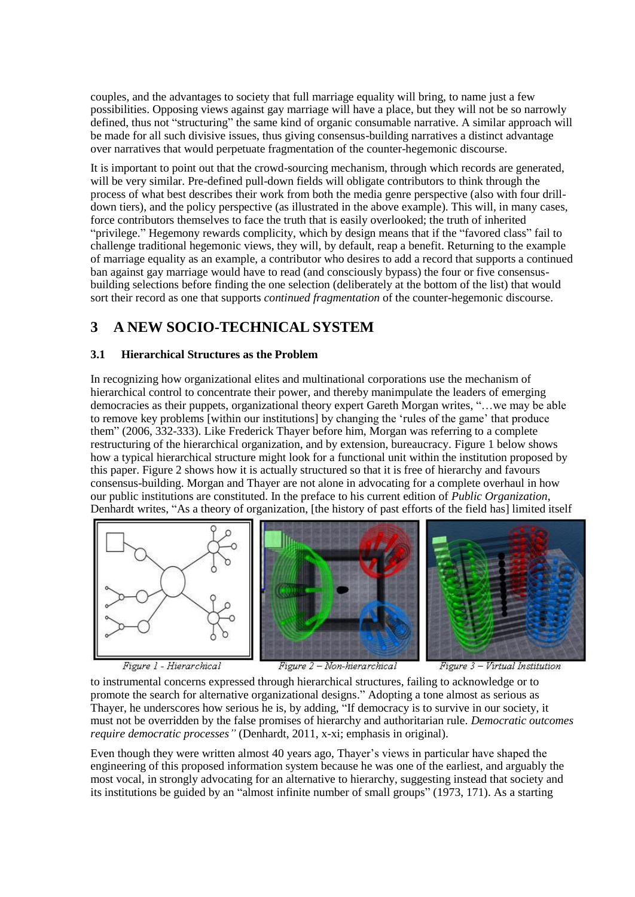couples, and the advantages to society that full marriage equality will bring, to name just a few possibilities. Opposing views against gay marriage will have a place, but they will not be so narrowly defined, thus not "structuring" the same kind of organic consumable narrative. A similar approach will be made for all such divisive issues, thus giving consensus-building narratives a distinct advantage over narratives that would perpetuate fragmentation of the counter-hegemonic discourse.

It is important to point out that the crowd-sourcing mechanism, through which records are generated, will be very similar. Pre-defined pull-down fields will obligate contributors to think through the process of what best describes their work from both the media genre perspective (also with four drill-down tiers), and the policy perspective (as illustrated in the above example). This will, in many cases, force contributors themselves to face the truth that is easily overlooked; the truth of inherited "privilege." Hegemony rewards complicity, which by design means that if the "favored class" fail to challenge traditional hegemonic views, they will, by default, reap a benefit. Returning to the example of marriage equality as an example, a contributor who desires to add a record that supports a continued ban against gay marriage would have to read (and consciously bypass) the four or five consensus-building selections before finding the one selection (deliberately at the bottom of the list) that would sort their record as one that supports *continued fragmentation* of the counter-hegemonic discourse.

# 3 A NEW SOCIO-TECHNICAL SYSTEM

## 3.1 Hierarchical Structures as the Problem

In recognizing how organizational elites and multinational corporations use the mechanism of hierarchical control to concentrate their power, and thereby manimpulate the leaders of emerging democracies as their puppets, organizational theory expert Gareth Morgan writes, "…we may be able to remove key problems [within our institutions] by changing the 'rules of the game' that produce them" (2006, 332-333). Like Frederick Thayer before him, Morgan was referring to a complete restructuring of the hierarchical organization, and by extension, bureaucracy. Figure 1 below shows how a typical hierarchical structure might look for a functional unit within the institution proposed by this paper. Figure 2 shows how it is actually structured so that it is free of hierarchy and favours consensus-building. Morgan and Thayer are not alone in advocating for a complete overhaul in how our public institutions are constituted. In the preface to his current edition of *Public Organization*, Denhardt writes, "As a theory of organization, [the history of past efforts of the field has] limited itself

*Figure 1 - Hierarchical*

*Figure 2 – Non-hierarchical*

*Figure 3 – Virtual Institution*

to instrumental concerns expressed through hierarchical structures, failing to acknowledge or to promote the search for alternative organizational designs." Adopting a tone almost as serious as Thayer, he underscores how serious he is, by adding, "If democracy is to survive in our society, it must not be overridden by the false promises of hierarchy and authoritarian rule. *Democratic outcomes require democratic processes"* (Denhardt, 2011, x-xi; emphasis in original).

Even though they were written almost 40 years ago, Thayer's views in particular have shaped the engineering of this proposed information system because he was one of the earliest, and arguably the most vocal, in strongly advocating for an alternative to hierarchy, suggesting instead that society and its institutions be guided by an "almost infinite number of small groups" (1973, 171). As a starting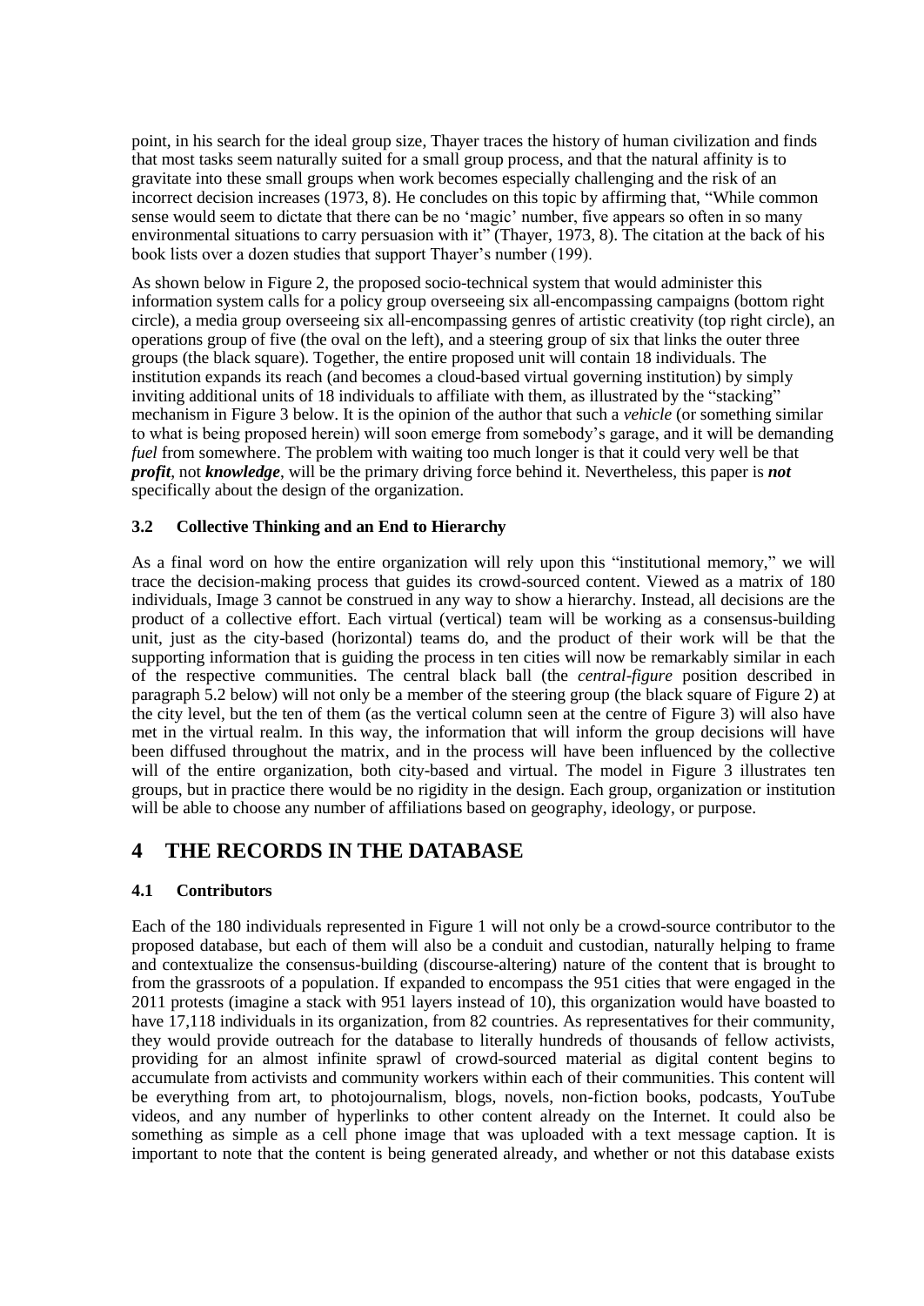point, in his search for the ideal group size, Thayer traces the history of human civilization and finds that most tasks seem naturally suited for a small group process, and that the natural affinity is to gravitate into these small groups when work becomes especially challenging and the risk of an incorrect decision increases (1973, 8). He concludes on this topic by affirming that, "While common sense would seem to dictate that there can be no 'magic' number, five appears so often in so many environmental situations to carry persuasion with it" (Thayer, 1973, 8). The citation at the back of his book lists over a dozen studies that support Thayer's number (199).

As shown below in Figure 2, the proposed socio-technical system that would administer this information system calls for a policy group overseeing six all-encompassing campaigns (bottom right circle), a media group overseeing six all-encompassing genres of artistic creativity (top right circle), an operations group of five (the oval on the left), and a steering group of six that links the outer three groups (the black square). Together, the entire proposed unit will contain 18 individuals. The institution expands its reach (and becomes a cloud-based virtual governing institution) by simply inviting additional units of 18 individuals to affiliate with them, as illustrated by the "stacking" mechanism in Figure 3 below. It is the opinion of the author that such a *vehicle* (or something similar to what is being proposed herein) will soon emerge from somebody's garage, and it will be demanding *fuel* from somewhere. The problem with waiting too much longer is that it could very well be that ***profit***, not ***knowledge***, will be the primary driving force behind it. Nevertheless, this paper is ***not*** specifically about the design of the organization.

### 3.2 Collective Thinking and an End to Hierarchy

As a final word on how the entire organization will rely upon this "institutional memory," we will trace the decision-making process that guides its crowd-sourced content. Viewed as a matrix of 180 individuals, Image 3 cannot be construed in any way to show a hierarchy. Instead, all decisions are the product of a collective effort. Each virtual (vertical) team will be working as a consensus-building unit, just as the city-based (horizontal) teams do, and the product of their work will be that the supporting information that is guiding the process in ten cities will now be remarkably similar in each of the respective communities. The central black ball (the *central-figure* position described in paragraph 5.2 below) will not only be a member of the steering group (the black square of Figure 2) at the city level, but the ten of them (as the vertical column seen at the centre of Figure 3) will also have met in the virtual realm. In this way, the information that will inform the group decisions will have been diffused throughout the matrix, and in the process will have been influenced by the collective will of the entire organization, both city-based and virtual. The model in Figure 3 illustrates ten groups, but in practice there would be no rigidity in the design. Each group, organization or institution will be able to choose any number of affiliations based on geography, ideology, or purpose.

## 4 THE RECORDS IN THE DATABASE

### 4.1 Contributors

Each of the 180 individuals represented in Figure 1 will not only be a crowd-source contributor to the proposed database, but each of them will also be a conduit and custodian, naturally helping to frame and contextualize the consensus-building (discourse-altering) nature of the content that is brought to from the grassroots of a population. If expanded to encompass the 951 cities that were engaged in the 2011 protests (imagine a stack with 951 layers instead of 10), this organization would have boasted to have 17,118 individuals in its organization, from 82 countries. As representatives for their community, they would provide outreach for the database to literally hundreds of thousands of fellow activists, providing for an almost infinite sprawl of crowd-sourced material as digital content begins to accumulate from activists and community workers within each of their communities. This content will be everything from art, to photojournalism, blogs, novels, non-fiction books, podcasts, YouTube videos, and any number of hyperlinks to other content already on the Internet. It could also be something as simple as a cell phone image that was uploaded with a text message caption. It is important to note that the content is being generated already, and whether or not this database exists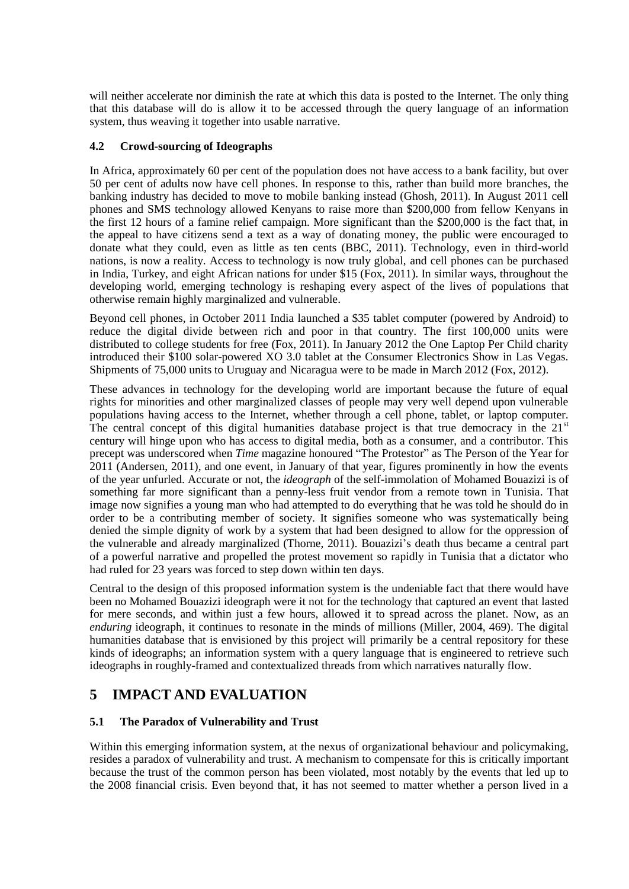will neither accelerate nor diminish the rate at which this data is posted to the Internet. The only thing that this database will do is allow it to be accessed through the query language of an information system, thus weaving it together into usable narrative.

### 4.2 Crowd-sourcing of Ideographs

In Africa, approximately 60 per cent of the population does not have access to a bank facility, but over 50 per cent of adults now have cell phones. In response to this, rather than build more branches, the banking industry has decided to move to mobile banking instead (Ghosh, 2011). In August 2011 cell phones and SMS technology allowed Kenyans to raise more than $200,000 from fellow Kenyans in the first 12 hours of a famine relief campaign. More significant than the $200,000 is the fact that, in the appeal to have citizens send a text as a way of donating money, the public were encouraged to donate what they could, even as little as ten cents (BBC, 2011). Technology, even in third-world nations, is now a reality. Access to technology is now truly global, and cell phones can be purchased in India, Turkey, and eight African nations for under $15 (Fox, 2011). In similar ways, throughout the developing world, emerging technology is reshaping every aspect of the lives of populations that otherwise remain highly marginalized and vulnerable.

Beyond cell phones, in October 2011 India launched a $35 tablet computer (powered by Android) to reduce the digital divide between rich and poor in that country. The first 100,000 units were distributed to college students for free (Fox, 2011). In January 2012 the One Laptop Per Child charity introduced their $100 solar-powered XO 3.0 tablet at the Consumer Electronics Show in Las Vegas. Shipments of 75,000 units to Uruguay and Nicaragua were to be made in March 2012 (Fox, 2012).

These advances in technology for the developing world are important because the future of equal rights for minorities and other marginalized classes of people may very well depend upon vulnerable populations having access to the Internet, whether through a cell phone, tablet, or laptop computer. The central concept of this digital humanities database project is that true democracy in the 21st century will hinge upon who has access to digital media, both as a consumer, and a contributor. This precept was underscored when *Time* magazine honoured "The Protestor" as The Person of the Year for 2011 (Andersen, 2011), and one event, in January of that year, figures prominently in how the events of the year unfurled. Accurate or not, the *ideograph* of the self-immolation of Mohamed Bouazizi is of something far more significant than a penny-less fruit vendor from a remote town in Tunisia. That image now signifies a young man who had attempted to do everything that he was told he should do in order to be a contributing member of society. It signifies someone who was systematically being denied the simple dignity of work by a system that had been designed to allow for the oppression of the vulnerable and already marginalized (Thorne, 2011). Bouazizi's death thus became a central part of a powerful narrative and propelled the protest movement so rapidly in Tunisia that a dictator who had ruled for 23 years was forced to step down within ten days.

Central to the design of this proposed information system is the undeniable fact that there would have been no Mohamed Bouazizi ideograph were it not for the technology that captured an event that lasted for mere seconds, and within just a few hours, allowed it to spread across the planet. Now, as an *enduring* ideograph, it continues to resonate in the minds of millions (Miller, 2004, 469). The digital humanities database that is envisioned by this project will primarily be a central repository for these kinds of ideographs; an information system with a query language that is engineered to retrieve such ideographs in roughly-framed and contextualized threads from which narratives naturally flow.

## 5 IMPACT AND EVALUATION

### 5.1 The Paradox of Vulnerability and Trust

Within this emerging information system, at the nexus of organizational behaviour and policymaking, resides a paradox of vulnerability and trust. A mechanism to compensate for this is critically important because the trust of the common person has been violated, most notably by the events that led up to the 2008 financial crisis. Even beyond that, it has not seemed to matter whether a person lived in a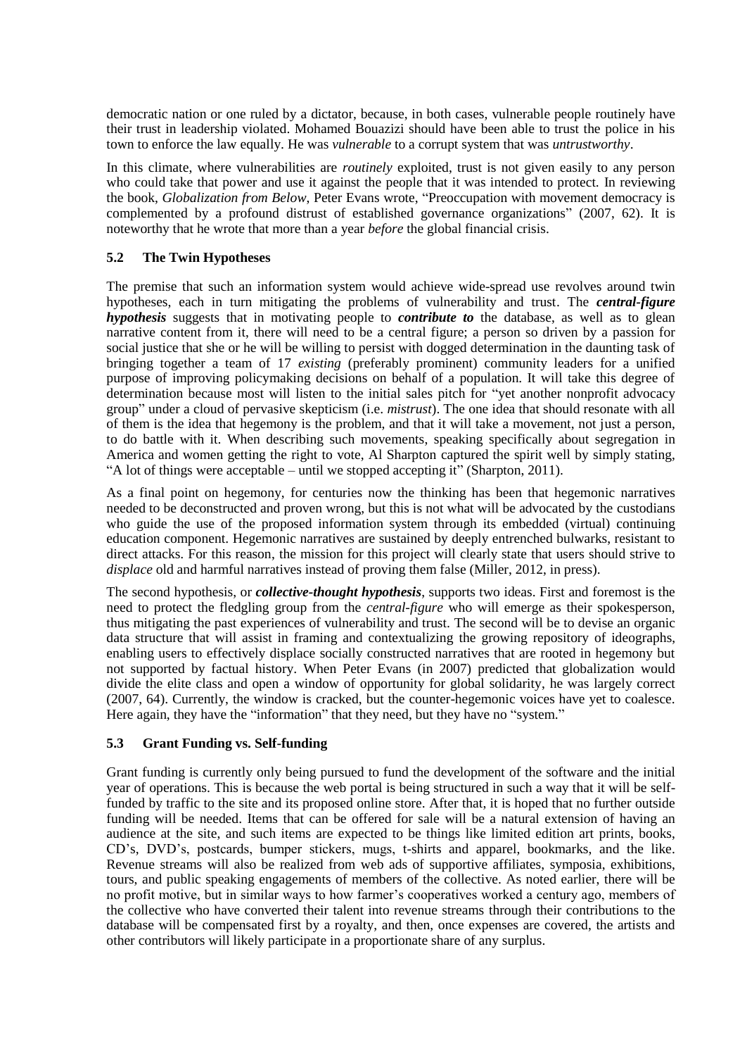democratic nation or one ruled by a dictator, because, in both cases, vulnerable people routinely have their trust in leadership violated. Mohamed Bouazizi should have been able to trust the police in his town to enforce the law equally. He was *vulnerable* to a corrupt system that was *untrustworthy*.

In this climate, where vulnerabilities are *routinely* exploited, trust is not given easily to any person who could take that power and use it against the people that it was intended to protect. In reviewing the book, *Globalization from Below*, Peter Evans wrote, "Preoccupation with movement democracy is complemented by a profound distrust of established governance organizations" (2007, 62). It is noteworthy that he wrote that more than a year *before* the global financial crisis.

### 5.2 The Twin Hypotheses

The premise that such an information system would achieve wide-spread use revolves around twin hypotheses, each in turn mitigating the problems of vulnerability and trust. The ***central-figure hypothesis*** suggests that in motivating people to ***contribute to*** the database, as well as to glean narrative content from it, there will need to be a central figure; a person so driven by a passion for social justice that she or he will be willing to persist with dogged determination in the daunting task of bringing together a team of 17 *existing* (preferably prominent) community leaders for a unified purpose of improving policymaking decisions on behalf of a population. It will take this degree of determination because most will listen to the initial sales pitch for "yet another nonprofit advocacy group" under a cloud of pervasive skepticism (i.e. *mistrust*). The one idea that should resonate with all of them is the idea that hegemony is the problem, and that it will take a movement, not just a person, to do battle with it. When describing such movements, speaking specifically about segregation in America and women getting the right to vote, Al Sharpton captured the spirit well by simply stating, "A lot of things were acceptable – until we stopped accepting it" (Sharpton, 2011).

As a final point on hegemony, for centuries now the thinking has been that hegemonic narratives needed to be deconstructed and proven wrong, but this is not what will be advocated by the custodians who guide the use of the proposed information system through its embedded (virtual) continuing education component. Hegemonic narratives are sustained by deeply entrenched bulwarks, resistant to direct attacks. For this reason, the mission for this project will clearly state that users should strive to *displace* old and harmful narratives instead of proving them false (Miller, 2012, in press).

The second hypothesis, or ***collective-thought hypothesis***, supports two ideas. First and foremost is the need to protect the fledgling group from the *central-figure* who will emerge as their spokesperson, thus mitigating the past experiences of vulnerability and trust. The second will be to devise an organic data structure that will assist in framing and contextualizing the growing repository of ideographs, enabling users to effectively displace socially constructed narratives that are rooted in hegemony but not supported by factual history. When Peter Evans (in 2007) predicted that globalization would divide the elite class and open a window of opportunity for global solidarity, he was largely correct (2007, 64). Currently, the window is cracked, but the counter-hegemonic voices have yet to coalesce. Here again, they have the "information" that they need, but they have no "system."

### 5.3 Grant Funding vs. Self-funding

Grant funding is currently only being pursued to fund the development of the software and the initial year of operations. This is because the web portal is being structured in such a way that it will be self-funded by traffic to the site and its proposed online store. After that, it is hoped that no further outside funding will be needed. Items that can be offered for sale will be a natural extension of having an audience at the site, and such items are expected to be things like limited edition art prints, books, CD's, DVD's, postcards, bumper stickers, mugs, t-shirts and apparel, bookmarks, and the like. Revenue streams will also be realized from web ads of supportive affiliates, symposia, exhibitions, tours, and public speaking engagements of members of the collective. As noted earlier, there will be no profit motive, but in similar ways to how farmer's cooperatives worked a century ago, members of the collective who have converted their talent into revenue streams through their contributions to the database will be compensated first by a royalty, and then, once expenses are covered, the artists and other contributors will likely participate in a proportionate share of any surplus.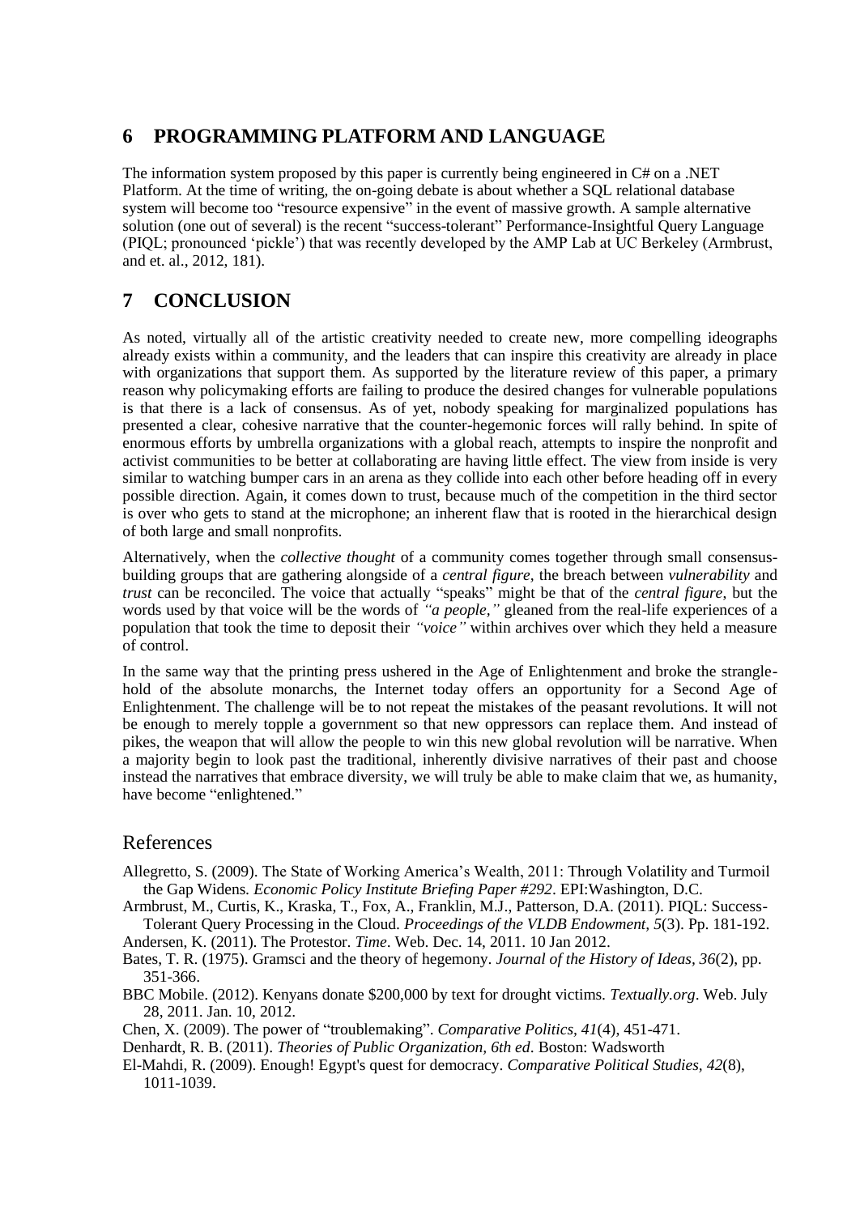## 6 PROGRAMMING PLATFORM AND LANGUAGE

The information system proposed by this paper is currently being engineered in C# on a .NET Platform. At the time of writing, the on-going debate is about whether a SQL relational database system will become too "resource expensive" in the event of massive growth. A sample alternative solution (one out of several) is the recent "success-tolerant" Performance-Insightful Query Language (PIQL; pronounced 'pickle') that was recently developed by the AMP Lab at UC Berkeley (Armbrust, and et. al., 2012, 181).

## 7 CONCLUSION

As noted, virtually all of the artistic creativity needed to create new, more compelling ideographs already exists within a community, and the leaders that can inspire this creativity are already in place with organizations that support them. As supported by the literature review of this paper, a primary reason why policymaking efforts are failing to produce the desired changes for vulnerable populations is that there is a lack of consensus. As of yet, nobody speaking for marginalized populations has presented a clear, cohesive narrative that the counter-hegemonic forces will rally behind. In spite of enormous efforts by umbrella organizations with a global reach, attempts to inspire the nonprofit and activist communities to be better at collaborating are having little effect. The view from inside is very similar to watching bumper cars in an arena as they collide into each other before heading off in every possible direction. Again, it comes down to trust, because much of the competition in the third sector is over who gets to stand at the microphone; an inherent flaw that is rooted in the hierarchical design of both large and small nonprofits.

Alternatively, when the *collective thought* of a community comes together through small consensus-building groups that are gathering alongside of a *central figure*, the breach between *vulnerability* and *trust* can be reconciled. The voice that actually "speaks" might be that of the *central figure*, but the words used by that voice will be the words of *"a people,"* gleaned from the real-life experiences of a population that took the time to deposit their *"voice"* within archives over which they held a measure of control.

In the same way that the printing press ushered in the Age of Enlightenment and broke the strangle-hold of the absolute monarchs, the Internet today offers an opportunity for a Second Age of Enlightenment. The challenge will be to not repeat the mistakes of the peasant revolutions. It will not be enough to merely topple a government so that new oppressors can replace them. And instead of pikes, the weapon that will allow the people to win this new global revolution will be narrative. When a majority begin to look past the traditional, inherently divisive narratives of their past and choose instead the narratives that embrace diversity, we will truly be able to make claim that we, as humanity, have become "enlightened."

## References

Allegretto, S. (2009). The State of Working America's Wealth, 2011: Through Volatility and Turmoil the Gap Widens. *Economic Policy Institute Briefing Paper #292*. EPI:Washington, D.C.

Armbrust, M., Curtis, K., Kraska, T., Fox, A., Franklin, M.J., Patterson, D.A. (2011). PIQL: Success-Tolerant Query Processing in the Cloud. *Proceedings of the VLDB Endowment, 5*(3). Pp. 181-192.

Andersen, K. (2011). The Protestor. *Time*. Web. Dec. 14, 2011. 10 Jan 2012.

Bates, T. R. (1975). Gramsci and the theory of hegemony. *Journal of the History of Ideas, 36*(2), pp. 351-366.

BBC Mobile. (2012). Kenyans donate $200,000 by text for drought victims. *Textually.org*. Web. July 28, 2011. Jan. 10, 2012.

Chen, X. (2009). The power of "troublemaking". *Comparative Politics, 41*(4), 451-471.

Denhardt, R. B. (2011). *Theories of Public Organization, 6th ed*. Boston: Wadsworth

El-Mahdi, R. (2009). Enough! Egypt's quest for democracy. *Comparative Political Studies, 42*(8), 1011-1039.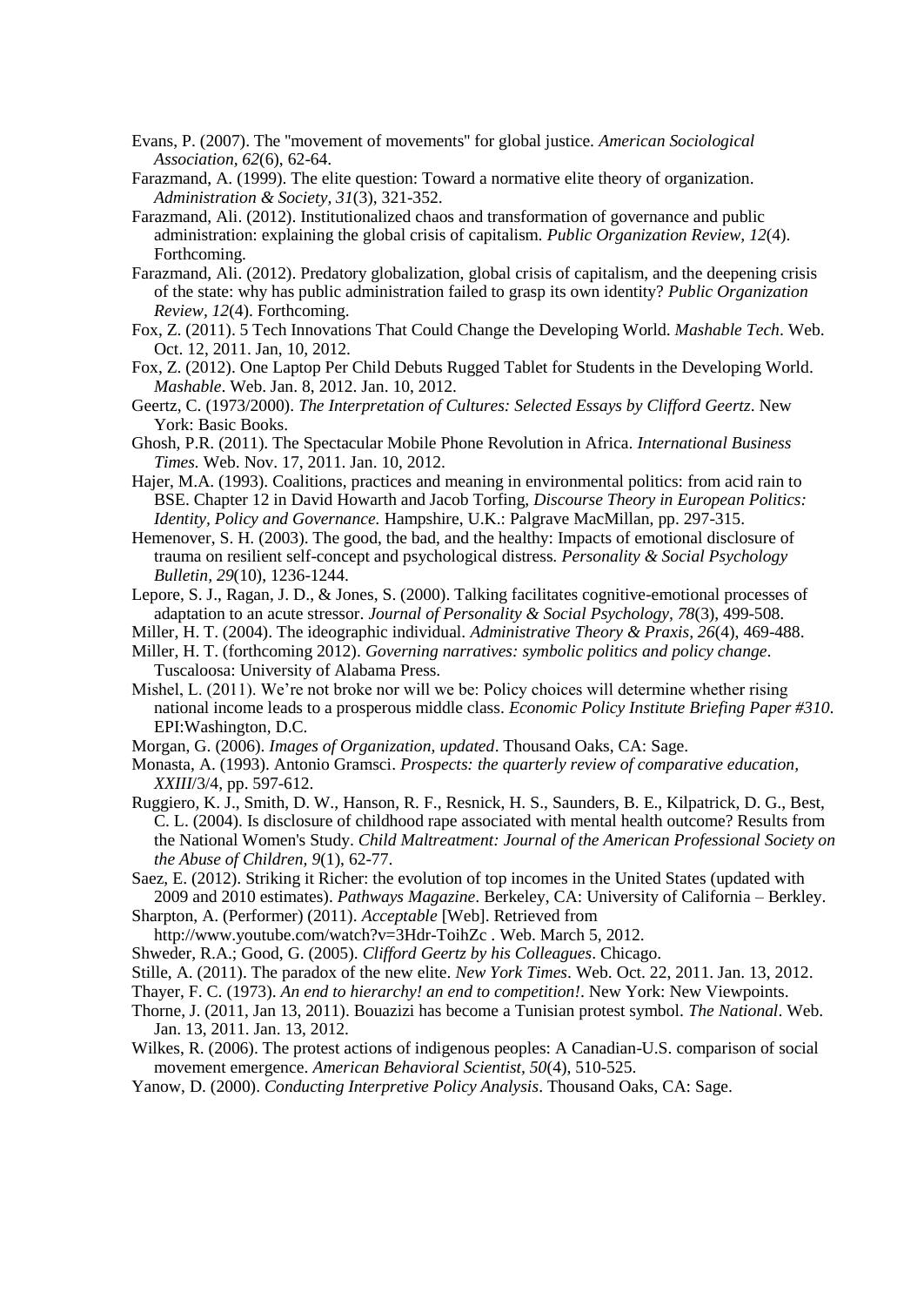Evans, P. (2007). The "movement of movements" for global justice. *American Sociological Association, 62*(6), 62-64.

Farazmand, A. (1999). The elite question: Toward a normative elite theory of organization. *Administration & Society, 31*(3), 321-352.

Farazmand, Ali. (2012). Institutionalized chaos and transformation of governance and public administration: explaining the global crisis of capitalism. *Public Organization Review, 12*(4). Forthcoming.

Farazmand, Ali. (2012). Predatory globalization, global crisis of capitalism, and the deepening crisis of the state: why has public administration failed to grasp its own identity? *Public Organization Review, 12*(4). Forthcoming.

Fox, Z. (2011). 5 Tech Innovations That Could Change the Developing World. *Mashable Tech*. Web. Oct. 12, 2011. Jan, 10, 2012.

Fox, Z. (2012). One Laptop Per Child Debuts Rugged Tablet for Students in the Developing World. *Mashable*. Web. Jan. 8, 2012. Jan. 10, 2012.

Geertz, C. (1973/2000). *The Interpretation of Cultures: Selected Essays by Clifford Geertz*. New York: Basic Books.

Ghosh, P.R. (2011). The Spectacular Mobile Phone Revolution in Africa. *International Business Times*. Web. Nov. 17, 2011. Jan. 10, 2012.

Hajer, M.A. (1993). Coalitions, practices and meaning in environmental politics: from acid rain to BSE. Chapter 12 in David Howarth and Jacob Torfing, *Discourse Theory in European Politics: Identity, Policy and Governance.* Hampshire, U.K.: Palgrave MacMillan, pp. 297-315.

Hemenover, S. H. (2003). The good, the bad, and the healthy: Impacts of emotional disclosure of trauma on resilient self-concept and psychological distress. *Personality & Social Psychology Bulletin, 29*(10), 1236-1244.

Lepore, S. J., Ragan, J. D., & Jones, S. (2000). Talking facilitates cognitive-emotional processes of adaptation to an acute stressor. *Journal of Personality & Social Psychology, 78*(3), 499-508.

Miller, H. T. (2004). The ideographic individual. *Administrative Theory & Praxis, 26*(4), 469-488.

Miller, H. T. (forthcoming 2012). *Governing narratives: symbolic politics and policy change*. Tuscaloosa: University of Alabama Press.

Mishel, L. (2011). We're not broke nor will we be: Policy choices will determine whether rising national income leads to a prosperous middle class. *Economic Policy Institute Briefing Paper #310*. EPI:Washington, D.C.

Morgan, G. (2006). *Images of Organization, updated*. Thousand Oaks, CA: Sage.

Monasta, A. (1993). Antonio Gramsci. *Prospects: the quarterly review of comparative education, XXIII*/3/4, pp. 597-612.

Ruggiero, K. J., Smith, D. W., Hanson, R. F., Resnick, H. S., Saunders, B. E., Kilpatrick, D. G., Best, C. L. (2004). Is disclosure of childhood rape associated with mental health outcome? Results from the National Women's Study. *Child Maltreatment: Journal of the American Professional Society on the Abuse of Children, 9*(1), 62-77.

Saez, E. (2012). Striking it Richer: the evolution of top incomes in the United States (updated with 2009 and 2010 estimates). *Pathways Magazine*. Berkeley, CA: University of California – Berkley.

Sharpton, A. (Performer) (2011). *Acceptable* [Web]. Retrieved from http://www.youtube.com/watch?v=3Hdr-ToihZc . Web. March 5, 2012.

Shweder, R.A.; Good, G. (2005). *Clifford Geertz by his Colleagues*. Chicago.

Stille, A. (2011). The paradox of the new elite. *New York Times*. Web. Oct. 22, 2011. Jan. 13, 2012.

Thayer, F. C. (1973). *An end to hierarchy! an end to competition!*. New York: New Viewpoints.

Thorne, J. (2011, Jan 13, 2011). Bouazizi has become a Tunisian protest symbol. *The National*. Web. Jan. 13, 2011. Jan. 13, 2012.

Wilkes, R. (2006). The protest actions of indigenous peoples: A Canadian-U.S. comparison of social movement emergence. *American Behavioral Scientist, 50*(4), 510-525.

Yanow, D. (2000). *Conducting Interpretive Policy Analysis*. Thousand Oaks, CA: Sage.